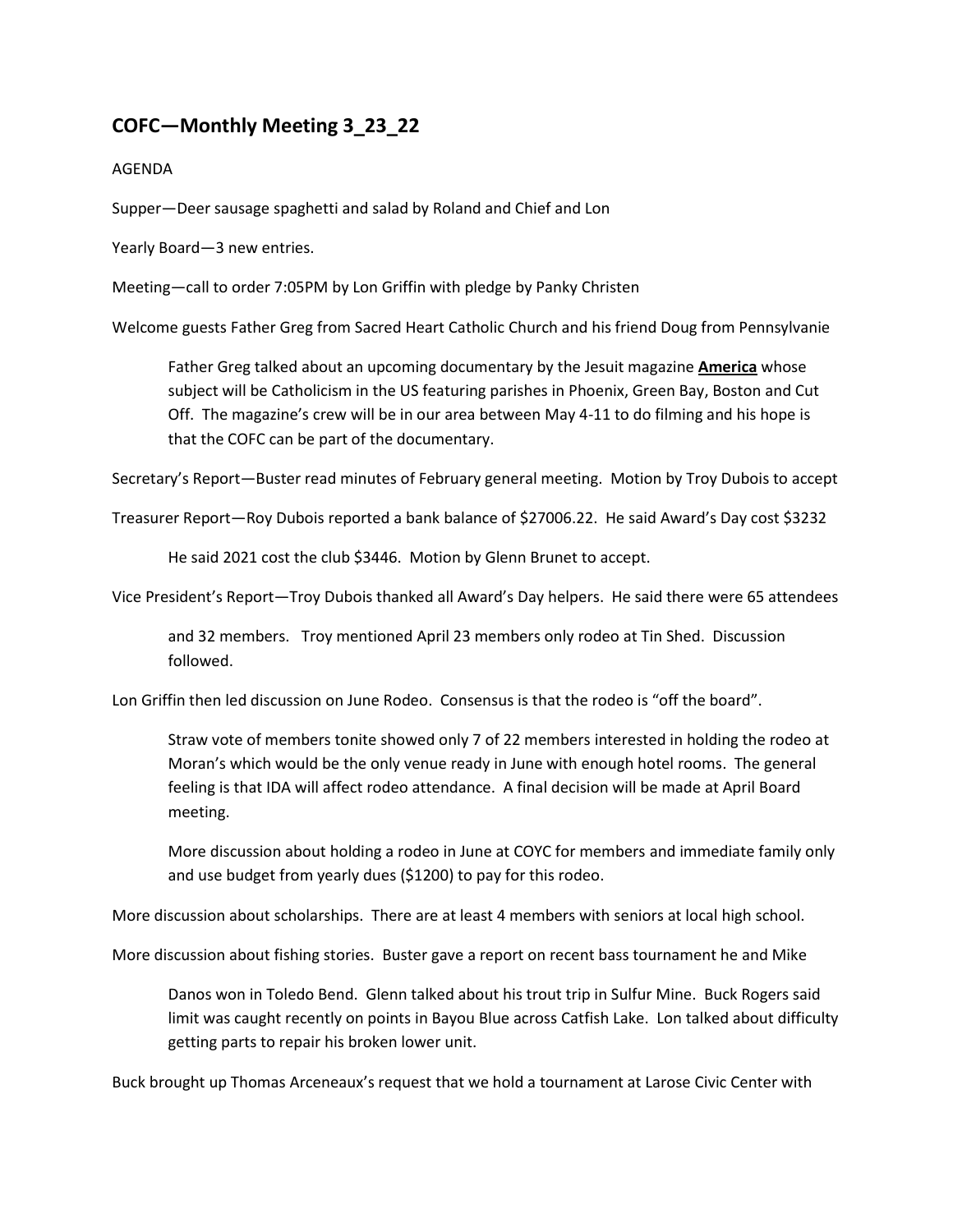## COFC—Monthly Meeting 3_23_22

AGENDA

Supper—Deer sausage spaghetti and salad by Roland and Chief and Lon

Yearly Board—3 new entries.

Meeting—call to order 7:05PM by Lon Griffin with pledge by Panky Christen

Welcome guests Father Greg from Sacred Heart Catholic Church and his friend Doug from Pennsylvanie

> Father Greg talked about an upcoming documentary by the Jesuit magazine **America** whose subject will be Catholicism in the US featuring parishes in Phoenix, Green Bay, Boston and Cut Off. The magazine's crew will be in our area between May 4-11 to do filming and his hope is that the COFC can be part of the documentary.

Secretary's Report—Buster read minutes of February general meeting. Motion by Troy Dubois to accept

Treasurer Report—Roy Dubois reported a bank balance of $27006.22. He said Award's Day cost $3232

> He said 2021 cost the club $3446. Motion by Glenn Brunet to accept.

Vice President's Report—Troy Dubois thanked all Award's Day helpers. He said there were 65 attendees

> and 32 members. Troy mentioned April 23 members only rodeo at Tin Shed. Discussion followed.

Lon Griffin then led discussion on June Rodeo. Consensus is that the rodeo is "off the board".

> Straw vote of members tonite showed only 7 of 22 members interested in holding the rodeo at Moran's which would be the only venue ready in June with enough hotel rooms. The general feeling is that IDA will affect rodeo attendance. A final decision will be made at April Board meeting.
>
> More discussion about holding a rodeo in June at COYC for members and immediate family only and use budget from yearly dues ($1200) to pay for this rodeo.

More discussion about scholarships. There are at least 4 members with seniors at local high school.

More discussion about fishing stories. Buster gave a report on recent bass tournament he and Mike

> Danos won in Toledo Bend. Glenn talked about his trout trip in Sulfur Mine. Buck Rogers said limit was caught recently on points in Bayou Blue across Catfish Lake. Lon talked about difficulty getting parts to repair his broken lower unit.

Buck brought up Thomas Arceneaux's request that we hold a tournament at Larose Civic Center with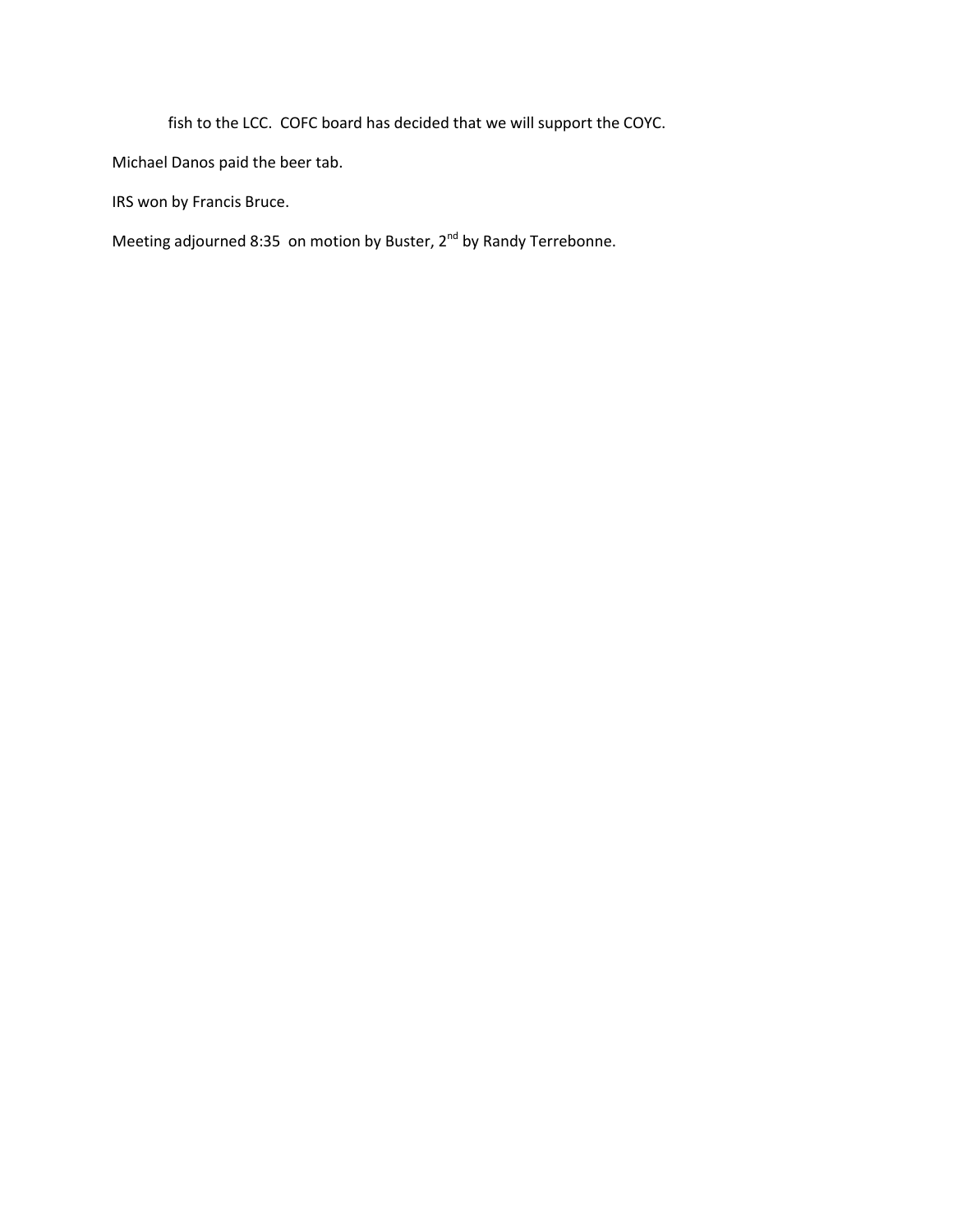fish to the LCC. COFC board has decided that we will support the COYC.

Michael Danos paid the beer tab.

IRS won by Francis Bruce.

Meeting adjourned 8:35 on motion by Buster, 2nd by Randy Terrebonne.